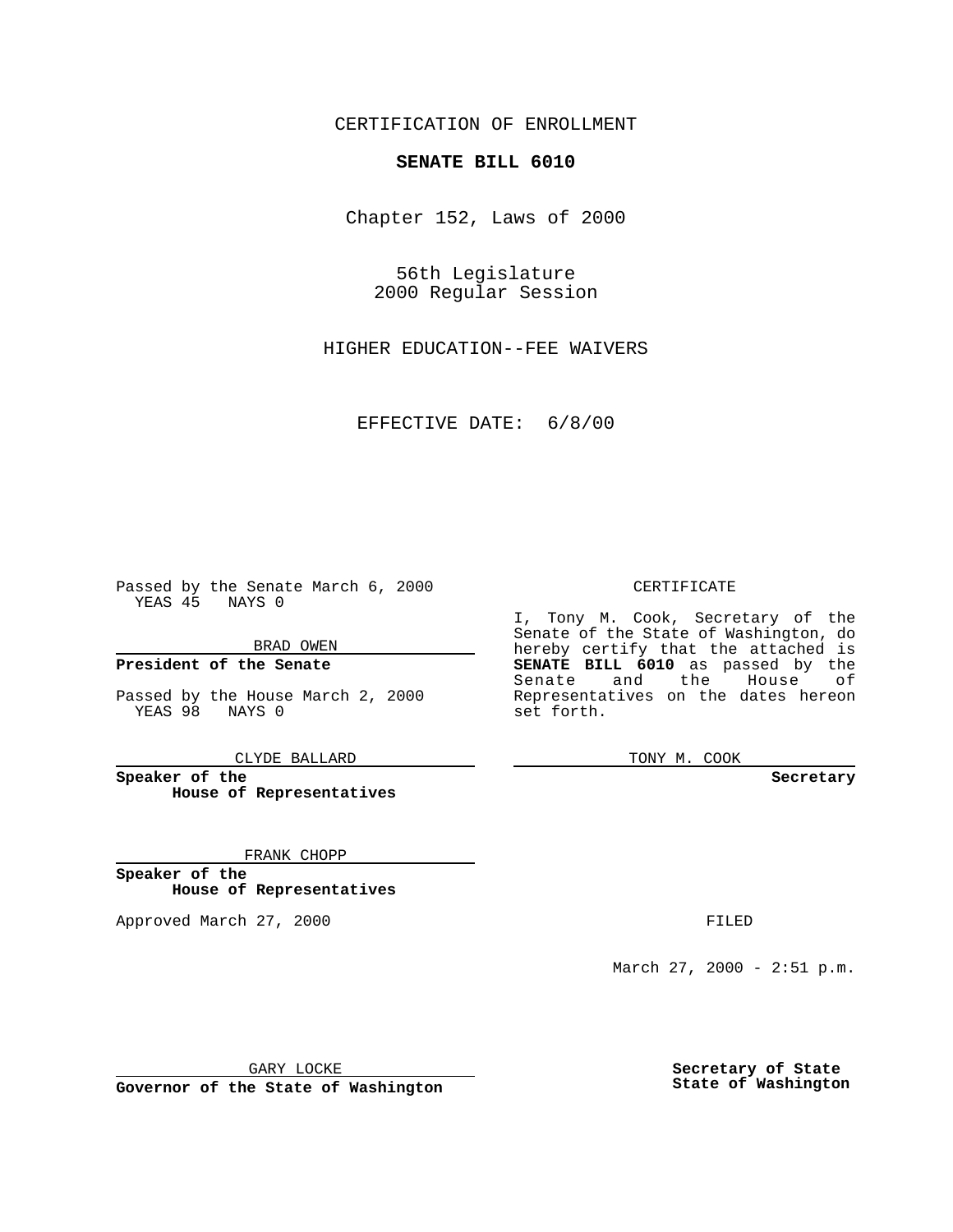CERTIFICATION OF ENROLLMENT

**SENATE BILL 6010**

Chapter 152, Laws of 2000

56th Legislature
2000 Regular Session

HIGHER EDUCATION--FEE WAIVERS

EFFECTIVE DATE: 6/8/00

Passed by the Senate March 6, 2000
YEAS 45 NAYS 0

BRAD OWEN

**President of the Senate**

Passed by the House March 2, 2000
YEAS 98 NAYS 0

CLYDE BALLARD

**Speaker of the House of Representatives**

FRANK CHOPP

**Speaker of the House of Representatives**

Approved March 27, 2000

GARY LOCKE

**Governor of the State of Washington**

CERTIFICATE

I, Tony M. Cook, Secretary of the Senate of the State of Washington, do hereby certify that the attached is **SENATE BILL 6010** as passed by the Senate and the House of Representatives on the dates hereon set forth.

TONY M. COOK

**Secretary**

FILED

March 27, 2000 - 2:51 p.m.

**Secretary of State**
**State of Washington**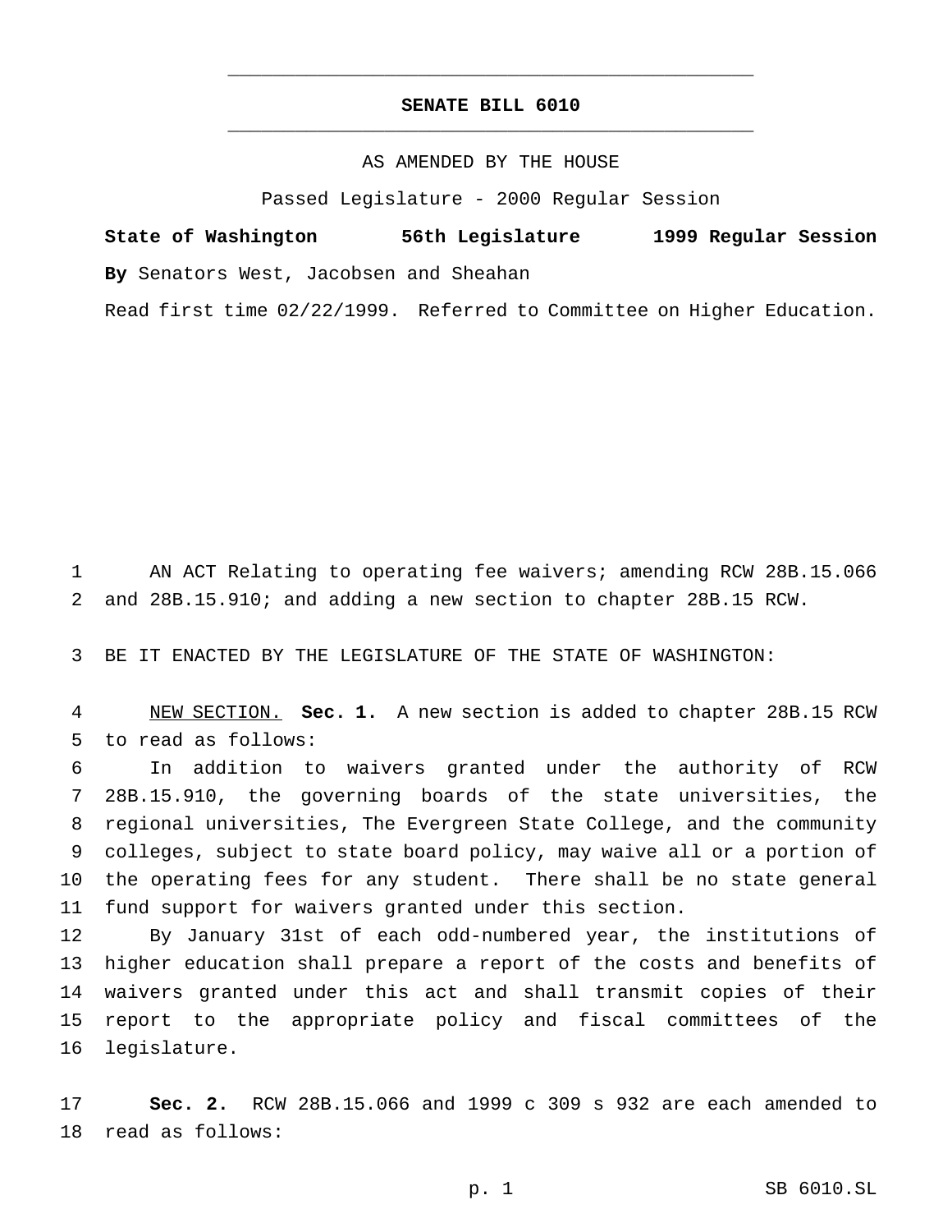# SENATE BILL 6010

AS AMENDED BY THE HOUSE

Passed Legislature - 2000 Regular Session

**State of Washington 56th Legislature 1999 Regular Session**

**By** Senators West, Jacobsen and Sheahan

Read first time 02/22/1999. Referred to Committee on Higher Education.

AN ACT Relating to operating fee waivers; amending RCW 28B.15.066 and 28B.15.910; and adding a new section to chapter 28B.15 RCW.

BE IT ENACTED BY THE LEGISLATURE OF THE STATE OF WASHINGTON:

NEW SECTION. **Sec. 1.** A new section is added to chapter 28B.15 RCW to read as follows:

In addition to waivers granted under the authority of RCW 28B.15.910, the governing boards of the state universities, the regional universities, The Evergreen State College, and the community colleges, subject to state board policy, may waive all or a portion of the operating fees for any student. There shall be no state general fund support for waivers granted under this section.

By January 31st of each odd-numbered year, the institutions of higher education shall prepare a report of the costs and benefits of waivers granted under this act and shall transmit copies of their report to the appropriate policy and fiscal committees of the legislature.

**Sec. 2.** RCW 28B.15.066 and 1999 c 309 s 932 are each amended to read as follows: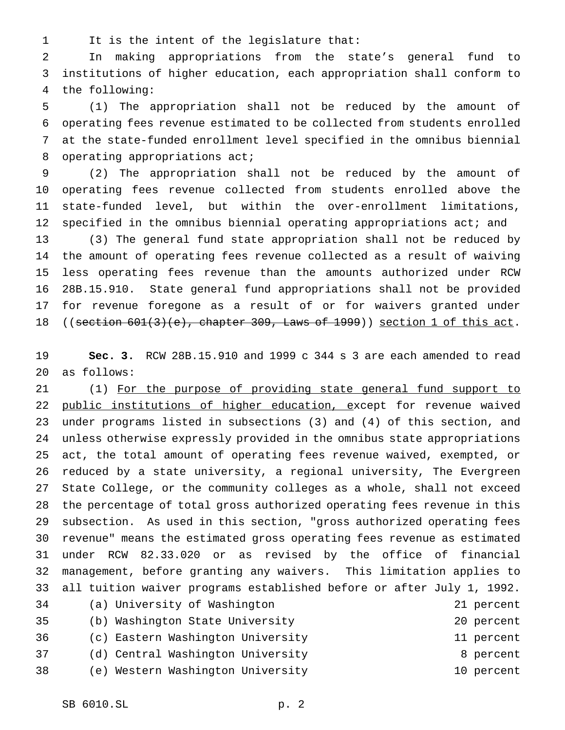It is the intent of the legislature that:

In making appropriations from the state's general fund to institutions of higher education, each appropriation shall conform to the following:

(1) The appropriation shall not be reduced by the amount of operating fees revenue estimated to be collected from students enrolled at the state-funded enrollment level specified in the omnibus biennial operating appropriations act;

(2) The appropriation shall not be reduced by the amount of operating fees revenue collected from students enrolled above the state-funded level, but within the over-enrollment limitations, specified in the omnibus biennial operating appropriations act; and

(3) The general fund state appropriation shall not be reduced by the amount of operating fees revenue collected as a result of waiving less operating fees revenue than the amounts authorized under RCW 28B.15.910. State general fund appropriations shall not be provided for revenue foregone as a result of or for waivers granted under ((~~section 601(3)(e), chapter 309, Laws of 1999~~)) <u>section 1 of this act</u>.

**Sec. 3.** RCW 28B.15.910 and 1999 c 344 s 3 are each amended to read as follows:

(1) <u>For the purpose of providing state general fund support to public institutions of higher education, e</u>xcept for revenue waived under programs listed in subsections (3) and (4) of this section, and unless otherwise expressly provided in the omnibus state appropriations act, the total amount of operating fees revenue waived, exempted, or reduced by a state university, a regional university, The Evergreen State College, or the community colleges as a whole, shall not exceed the percentage of total gross authorized operating fees revenue in this subsection. As used in this section, "gross authorized operating fees revenue" means the estimated gross operating fees revenue as estimated under RCW 82.33.020 or as revised by the office of financial management, before granting any waivers. This limitation applies to all tuition waiver programs established before or after July 1, 1992.

| | |
|---|---|
| (a) University of Washington | 21 percent |
| (b) Washington State University | 20 percent |
| (c) Eastern Washington University | 11 percent |
| (d) Central Washington University | 8 percent |
| (e) Western Washington University | 10 percent |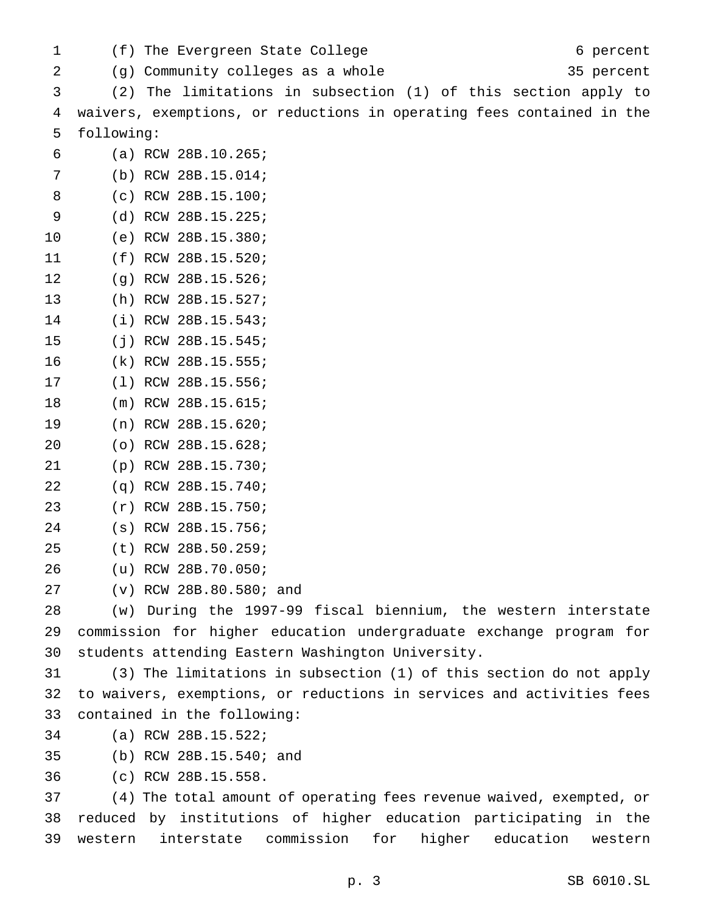(f) The Evergreen State College 6 percent

(g) Community colleges as a whole 35 percent

(2) The limitations in subsection (1) of this section apply to waivers, exemptions, or reductions in operating fees contained in the following:

(a) RCW 28B.10.265;

(b) RCW 28B.15.014;

(c) RCW 28B.15.100;

(d) RCW 28B.15.225;

(e) RCW 28B.15.380;

(f) RCW 28B.15.520;

(g) RCW 28B.15.526;

(h) RCW 28B.15.527;

(i) RCW 28B.15.543;

(j) RCW 28B.15.545;

(k) RCW 28B.15.555;

(l) RCW 28B.15.556;

(m) RCW 28B.15.615;

(n) RCW 28B.15.620;

(o) RCW 28B.15.628;

(p) RCW 28B.15.730;

(q) RCW 28B.15.740;

(r) RCW 28B.15.750;

(s) RCW 28B.15.756;

(t) RCW 28B.50.259;

(u) RCW 28B.70.050;

(v) RCW 28B.80.580; and

(w) During the 1997-99 fiscal biennium, the western interstate commission for higher education undergraduate exchange program for students attending Eastern Washington University.

(3) The limitations in subsection (1) of this section do not apply to waivers, exemptions, or reductions in services and activities fees contained in the following:

(a) RCW 28B.15.522;

(b) RCW 28B.15.540; and

(c) RCW 28B.15.558.

(4) The total amount of operating fees revenue waived, exempted, or reduced by institutions of higher education participating in the western interstate commission for higher education western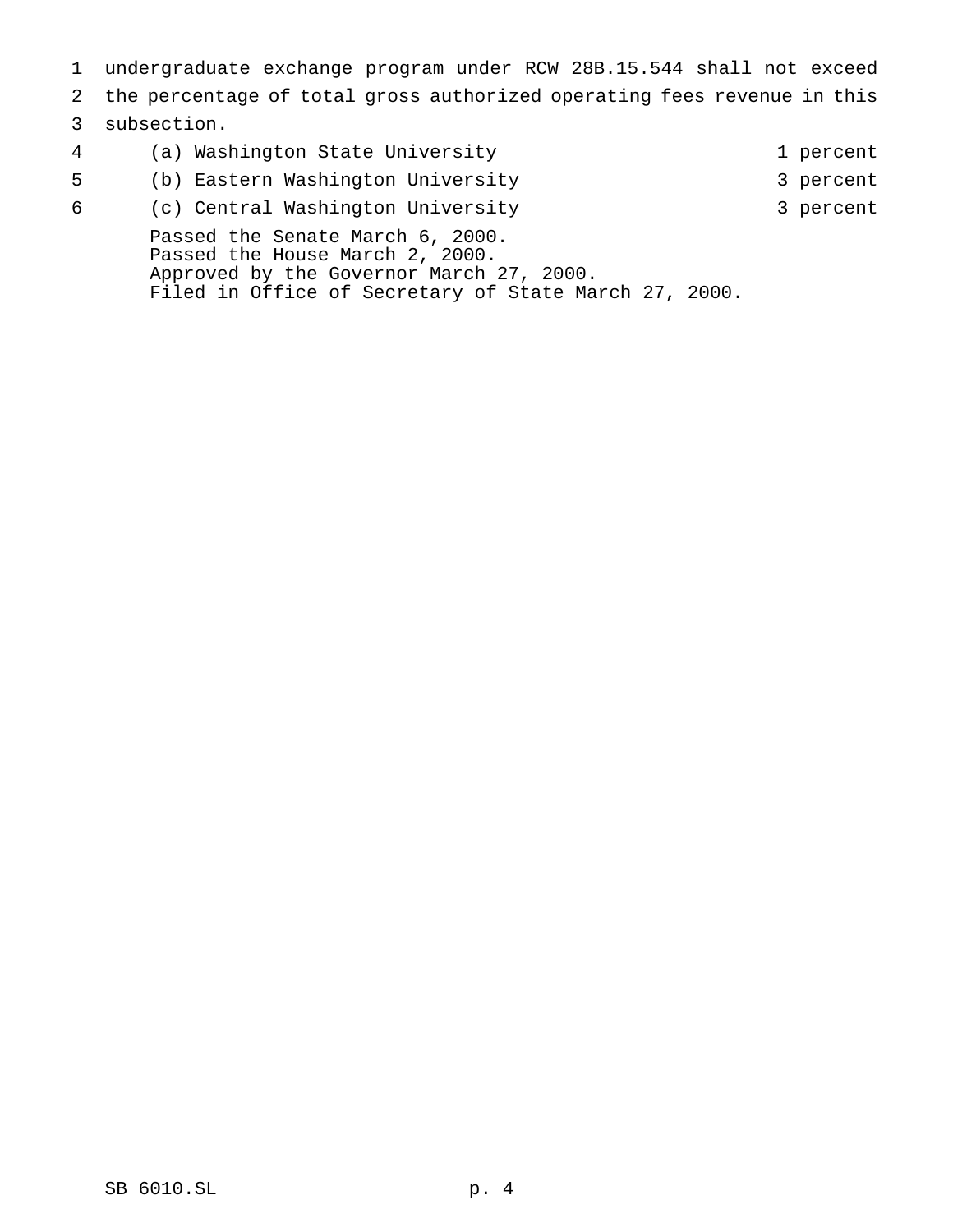undergraduate exchange program under RCW 28B.15.544 shall not exceed the percentage of total gross authorized operating fees revenue in this subsection.

| | |
|---|---|
| (a) Washington State University | 1 percent |
| (b) Eastern Washington University | 3 percent |
| (c) Central Washington University | 3 percent |

Passed the Senate March 6, 2000.
Passed the House March 2, 2000.
Approved by the Governor March 27, 2000.
Filed in Office of Secretary of State March 27, 2000.